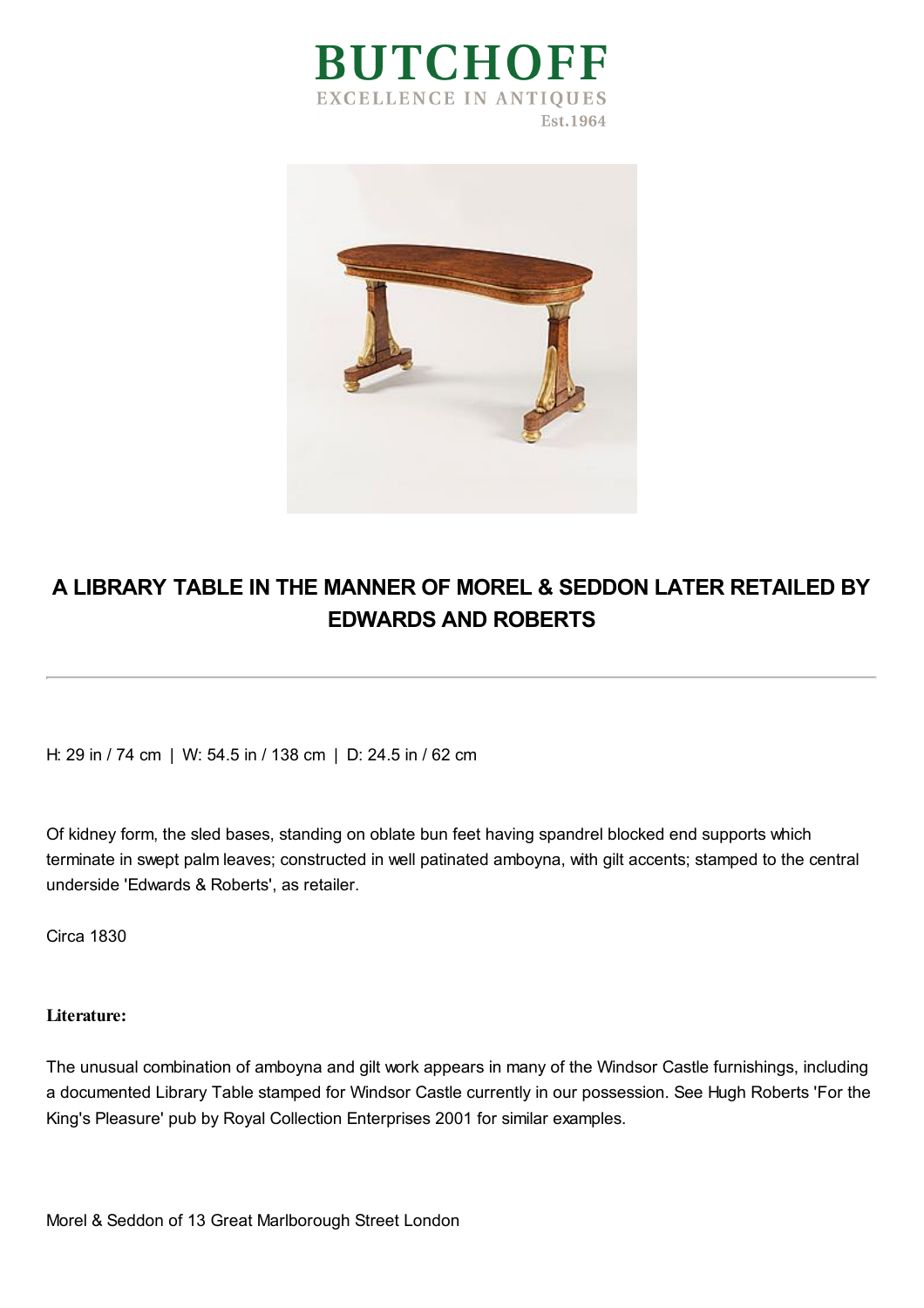# BUTCHOFF

EXCELLENCE IN ANTIQUES

Est.1964

## A LIBRARY TABLE IN THE MANNER OF MOREL & SEDDON LATER RETAILED BY EDWARDS AND ROBERTS

---

H: 29 in / 74 cm | W: 54.5 in / 138 cm | D: 24.5 in / 62 cm

Of kidney form, the sled bases, standing on oblate bun feet having spandrel blocked end supports which terminate in swept palm leaves; constructed in well patinated amboyna, with gilt accents; stamped to the central underside 'Edwards & Roberts', as retailer.

Circa 1830

**Literature:**

The unusual combination of amboyna and gilt work appears in many of the Windsor Castle furnishings, including a documented Library Table stamped for Windsor Castle currently in our possession. See Hugh Roberts 'For the King's Pleasure' pub by Royal Collection Enterprises 2001 for similar examples.

Morel & Seddon of 13 Great Marlborough Street London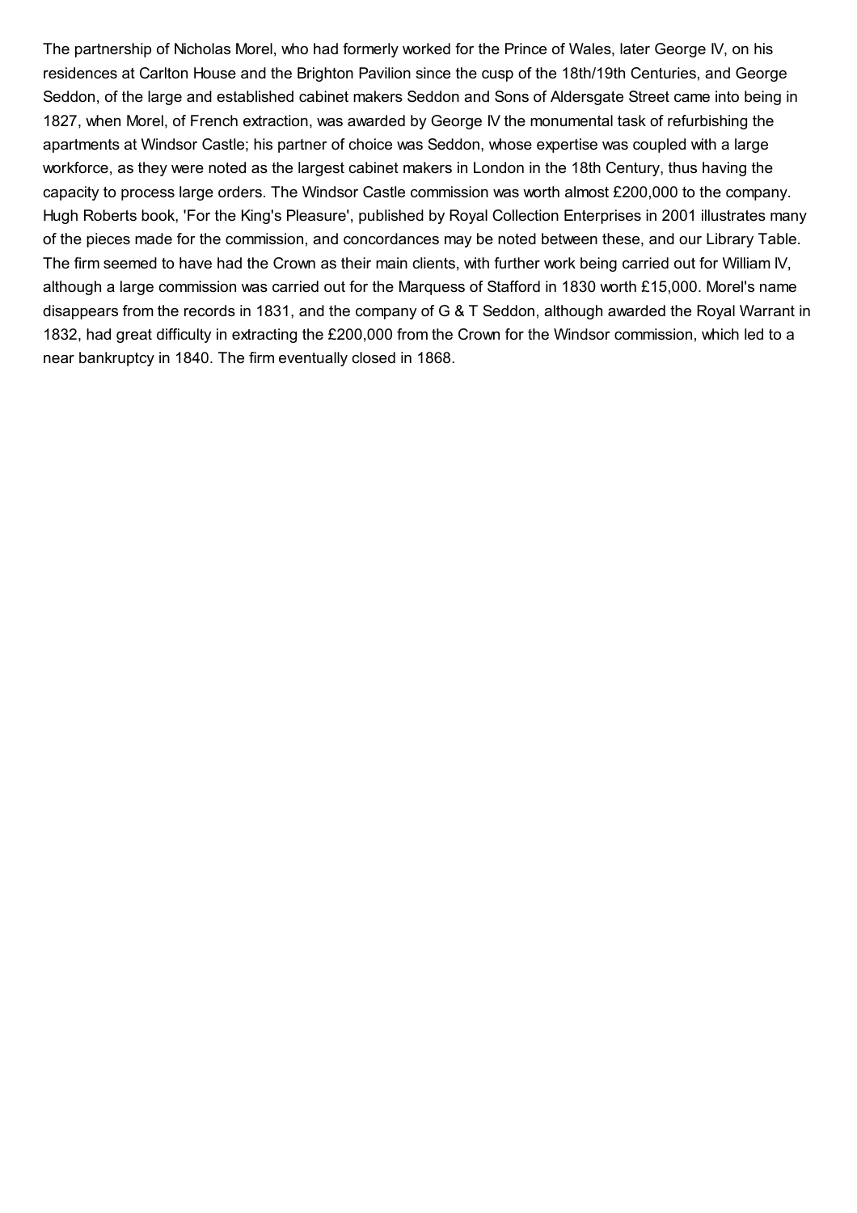The partnership of Nicholas Morel, who had formerly worked for the Prince of Wales, later George IV, on his residences at Carlton House and the Brighton Pavilion since the cusp of the 18th/19th Centuries, and George Seddon, of the large and established cabinet makers Seddon and Sons of Aldersgate Street came into being in 1827, when Morel, of French extraction, was awarded by George IV the monumental task of refurbishing the apartments at Windsor Castle; his partner of choice was Seddon, whose expertise was coupled with a large workforce, as they were noted as the largest cabinet makers in London in the 18th Century, thus having the capacity to process large orders. The Windsor Castle commission was worth almost £200,000 to the company. Hugh Roberts book, 'For the King's Pleasure', published by Royal Collection Enterprises in 2001 illustrates many of the pieces made for the commission, and concordances may be noted between these, and our Library Table. The firm seemed to have had the Crown as their main clients, with further work being carried out for William IV, although a large commission was carried out for the Marquess of Stafford in 1830 worth £15,000. Morel's name disappears from the records in 1831, and the company of G & T Seddon, although awarded the Royal Warrant in 1832, had great difficulty in extracting the £200,000 from the Crown for the Windsor commission, which led to a near bankruptcy in 1840. The firm eventually closed in 1868.